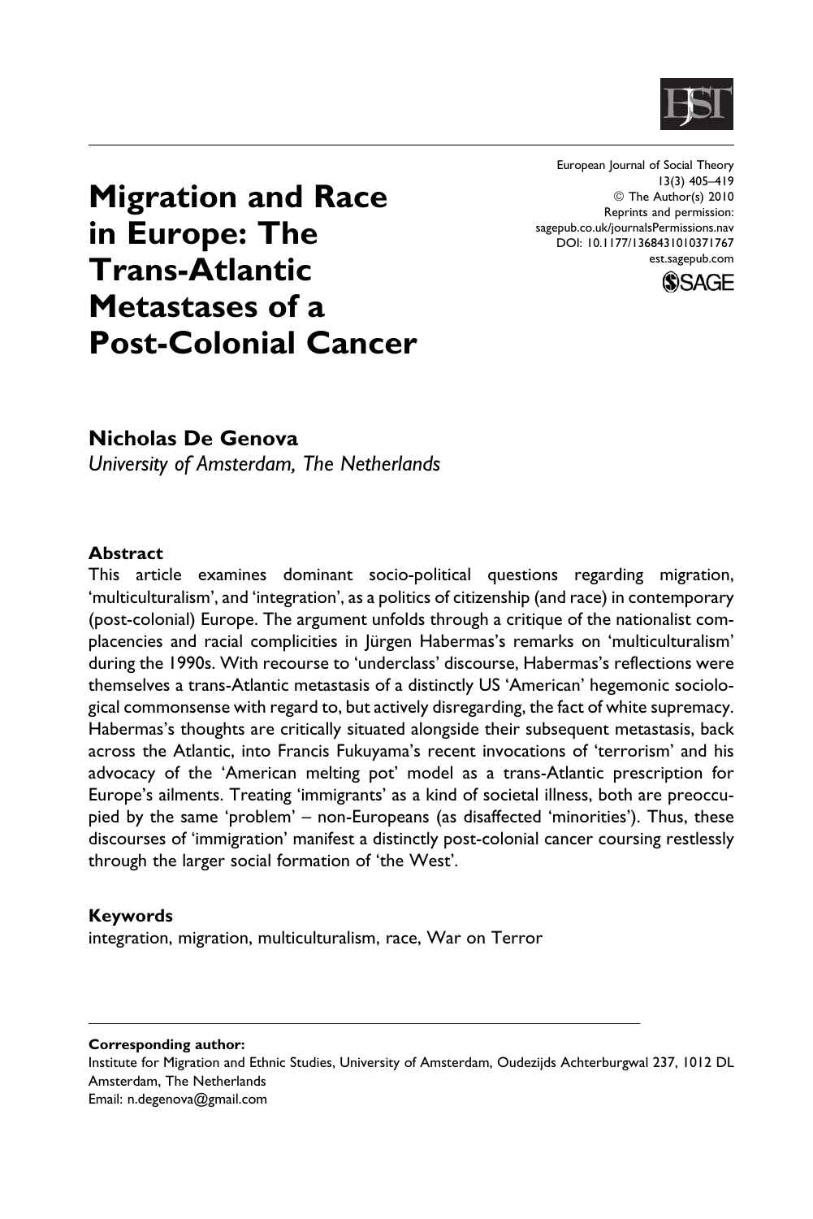European Journal of Social Theory
13(3) 405–419
© The Author(s) 2010
Reprints and permission:
sagepub.co.uk/journalsPermissions.nav
DOI: 10.1177/1368431010371767
est.sagepub.com

# Migration and Race in Europe: The Trans-Atlantic Metastases of a Post-Colonial Cancer

**Nicholas De Genova**
*University of Amsterdam, The Netherlands*

### Abstract

This article examines dominant socio-political questions regarding migration, 'multiculturalism', and 'integration', as a politics of citizenship (and race) in contemporary (post-colonial) Europe. The argument unfolds through a critique of the nationalist complacencies and racial complicities in Jürgen Habermas's remarks on 'multiculturalism' during the 1990s. With recourse to 'underclass' discourse, Habermas's reflections were themselves a trans-Atlantic metastasis of a distinctly US 'American' hegemonic sociological commonsense with regard to, but actively disregarding, the fact of white supremacy. Habermas's thoughts are critically situated alongside their subsequent metastasis, back across the Atlantic, into Francis Fukuyama's recent invocations of 'terrorism' and his advocacy of the 'American melting pot' model as a trans-Atlantic prescription for Europe's ailments. Treating 'immigrants' as a kind of societal illness, both are preoccupied by the same 'problem' – non-Europeans (as disaffected 'minorities'). Thus, these discourses of 'immigration' manifest a distinctly post-colonial cancer coursing restlessly through the larger social formation of 'the West'.

### Keywords

integration, migration, multiculturalism, race, War on Terror

---

**Corresponding author:**
Institute for Migration and Ethnic Studies, University of Amsterdam, Oudezijds Achterburgwal 237, 1012 DL Amsterdam, The Netherlands
Email: n.degenova@gmail.com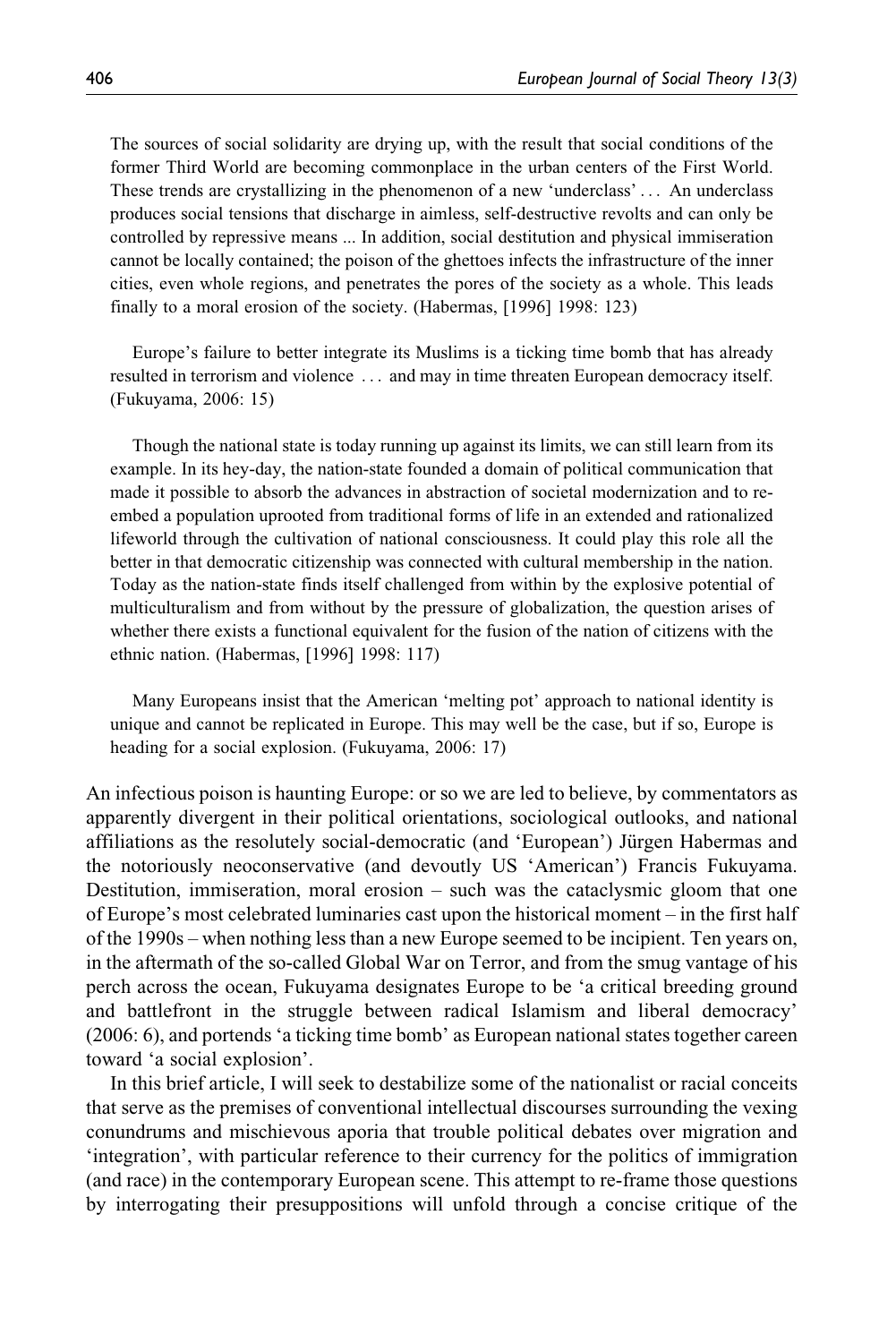> The sources of social solidarity are drying up, with the result that social conditions of the former Third World are becoming commonplace in the urban centers of the First World. These trends are crystallizing in the phenomenon of a new 'underclass' . . . An underclass produces social tensions that discharge in aimless, self-destructive revolts and can only be controlled by repressive means ... In addition, social destitution and physical immiseration cannot be locally contained; the poison of the ghettoes infects the infrastructure of the inner cities, even whole regions, and penetrates the pores of the society as a whole. This leads finally to a moral erosion of the society. (Habermas, [1996] 1998: 123)

> Europe's failure to better integrate its Muslims is a ticking time bomb that has already resulted in terrorism and violence . . . and may in time threaten European democracy itself. (Fukuyama, 2006: 15)

> Though the national state is today running up against its limits, we can still learn from its example. In its hey-day, the nation-state founded a domain of political communication that made it possible to absorb the advances in abstraction of societal modernization and to re-embed a population uprooted from traditional forms of life in an extended and rationalized lifeworld through the cultivation of national consciousness. It could play this role all the better in that democratic citizenship was connected with cultural membership in the nation. Today as the nation-state finds itself challenged from within by the explosive potential of multiculturalism and from without by the pressure of globalization, the question arises of whether there exists a functional equivalent for the fusion of the nation of citizens with the ethnic nation. (Habermas, [1996] 1998: 117)

> Many Europeans insist that the American 'melting pot' approach to national identity is unique and cannot be replicated in Europe. This may well be the case, but if so, Europe is heading for a social explosion. (Fukuyama, 2006: 17)

An infectious poison is haunting Europe: or so we are led to believe, by commentators as apparently divergent in their political orientations, sociological outlooks, and national affiliations as the resolutely social-democratic (and 'European') Jürgen Habermas and the notoriously neoconservative (and devoutly US 'American') Francis Fukuyama. Destitution, immiseration, moral erosion – such was the cataclysmic gloom that one of Europe's most celebrated luminaries cast upon the historical moment – in the first half of the 1990s – when nothing less than a new Europe seemed to be incipient. Ten years on, in the aftermath of the so-called Global War on Terror, and from the smug vantage of his perch across the ocean, Fukuyama designates Europe to be 'a critical breeding ground and battlefront in the struggle between radical Islamism and liberal democracy' (2006: 6), and portends 'a ticking time bomb' as European national states together careen toward 'a social explosion'.

In this brief article, I will seek to destabilize some of the nationalist or racial conceits that serve as the premises of conventional intellectual discourses surrounding the vexing conundrums and mischievous aporia that trouble political debates over migration and 'integration', with particular reference to their currency for the politics of immigration (and race) in the contemporary European scene. This attempt to re-frame those questions by interrogating their presuppositions will unfold through a concise critique of the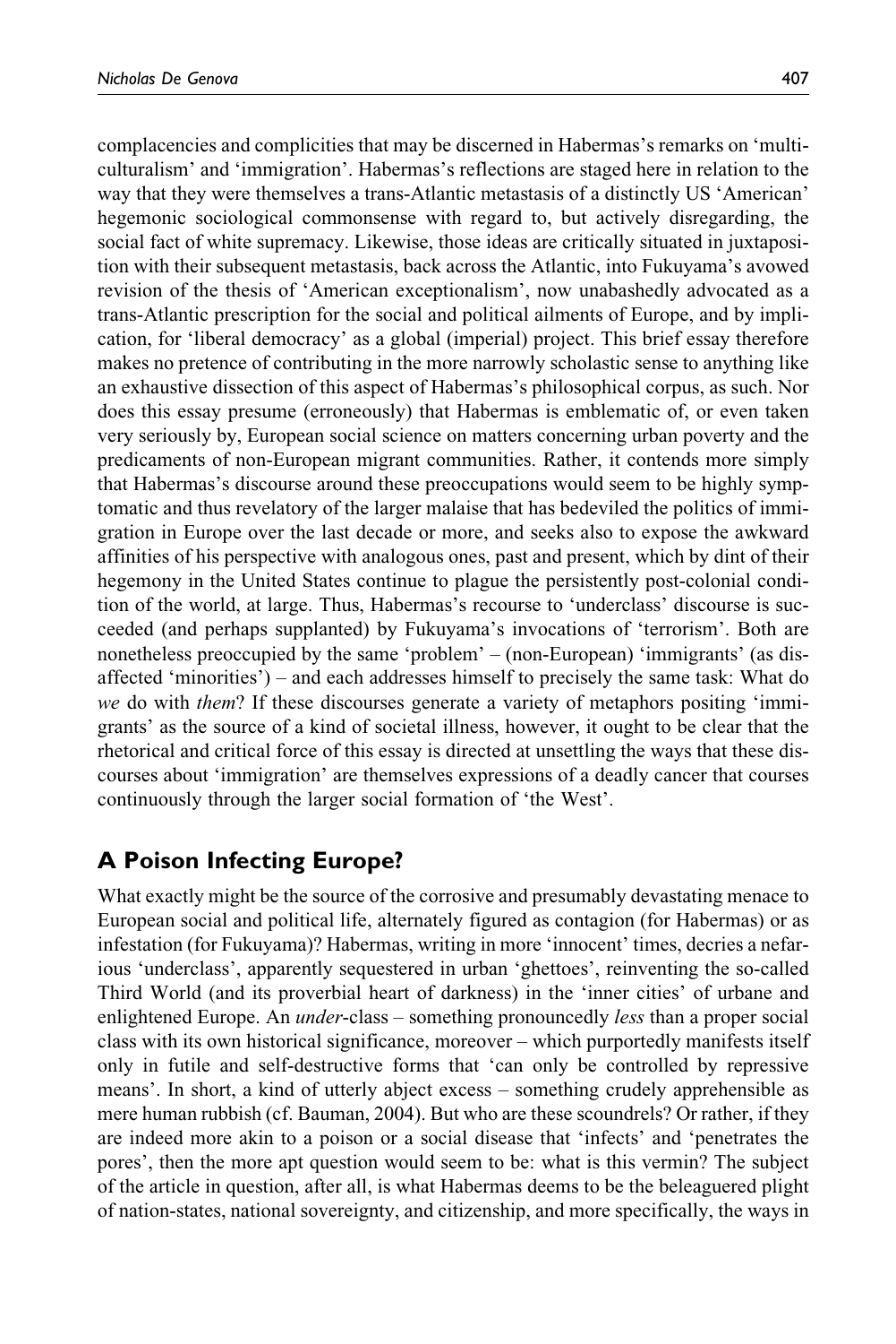complacencies and complicities that may be discerned in Habermas's remarks on 'multiculturalism' and 'immigration'. Habermas's reflections are staged here in relation to the way that they were themselves a trans-Atlantic metastasis of a distinctly US 'American' hegemonic sociological commonsense with regard to, but actively disregarding, the social fact of white supremacy. Likewise, those ideas are critically situated in juxtaposition with their subsequent metastasis, back across the Atlantic, into Fukuyama's avowed revision of the thesis of 'American exceptionalism', now unabashedly advocated as a trans-Atlantic prescription for the social and political ailments of Europe, and by implication, for 'liberal democracy' as a global (imperial) project. This brief essay therefore makes no pretence of contributing in the more narrowly scholastic sense to anything like an exhaustive dissection of this aspect of Habermas's philosophical corpus, as such. Nor does this essay presume (erroneously) that Habermas is emblematic of, or even taken very seriously by, European social science on matters concerning urban poverty and the predicaments of non-European migrant communities. Rather, it contends more simply that Habermas's discourse around these preoccupations would seem to be highly symptomatic and thus revelatory of the larger malaise that has bedeviled the politics of immigration in Europe over the last decade or more, and seeks also to expose the awkward affinities of his perspective with analogous ones, past and present, which by dint of their hegemony in the United States continue to plague the persistently post-colonial condition of the world, at large. Thus, Habermas's recourse to 'underclass' discourse is succeeded (and perhaps supplanted) by Fukuyama's invocations of 'terrorism'. Both are nonetheless preoccupied by the same 'problem' – (non-European) 'immigrants' (as disaffected 'minorities') – and each addresses himself to precisely the same task: What do *we* do with *them*? If these discourses generate a variety of metaphors positing 'immigrants' as the source of a kind of societal illness, however, it ought to be clear that the rhetorical and critical force of this essay is directed at unsettling the ways that these discourses about 'immigration' are themselves expressions of a deadly cancer that courses continuously through the larger social formation of 'the West'.

## A Poison Infecting Europe?

What exactly might be the source of the corrosive and presumably devastating menace to European social and political life, alternately figured as contagion (for Habermas) or as infestation (for Fukuyama)? Habermas, writing in more 'innocent' times, decries a nefarious 'underclass', apparently sequestered in urban 'ghettoes', reinventing the so-called Third World (and its proverbial heart of darkness) in the 'inner cities' of urbane and enlightened Europe. An *under*-class – something pronouncedly *less* than a proper social class with its own historical significance, moreover – which purportedly manifests itself only in futile and self-destructive forms that 'can only be controlled by repressive means'. In short, a kind of utterly abject excess – something crudely apprehensible as mere human rubbish (cf. Bauman, 2004). But who are these scoundrels? Or rather, if they are indeed more akin to a poison or a social disease that 'infects' and 'penetrates the pores', then the more apt question would seem to be: what is this vermin? The subject of the article in question, after all, is what Habermas deems to be the beleaguered plight of nation-states, national sovereignty, and citizenship, and more specifically, the ways in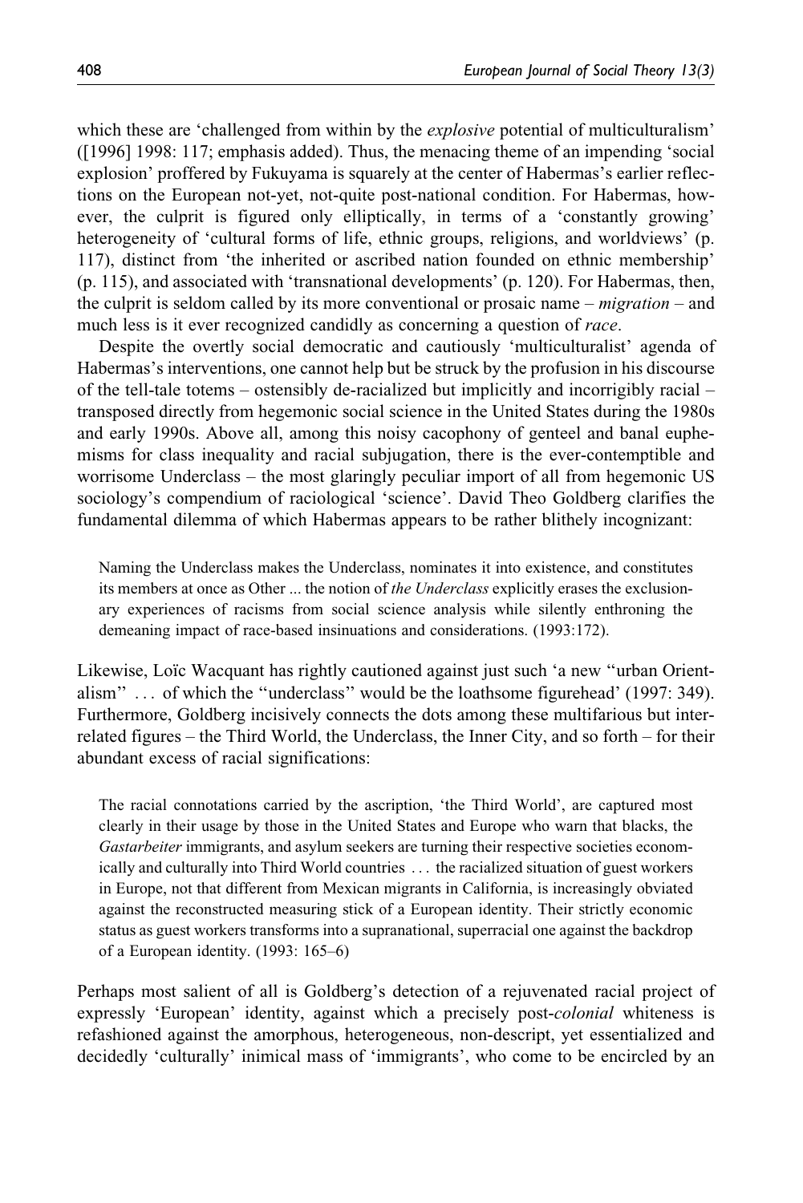which these are 'challenged from within by the *explosive* potential of multiculturalism' ([1996] 1998: 117; emphasis added). Thus, the menacing theme of an impending 'social explosion' proffered by Fukuyama is squarely at the center of Habermas's earlier reflections on the European not-yet, not-quite post-national condition. For Habermas, however, the culprit is figured only elliptically, in terms of a 'constantly growing' heterogeneity of 'cultural forms of life, ethnic groups, religions, and worldviews' (p. 117), distinct from 'the inherited or ascribed nation founded on ethnic membership' (p. 115), and associated with 'transnational developments' (p. 120). For Habermas, then, the culprit is seldom called by its more conventional or prosaic name – *migration* – and much less is it ever recognized candidly as concerning a question of *race*.

Despite the overtly social democratic and cautiously 'multiculturalist' agenda of Habermas's interventions, one cannot help but be struck by the profusion in his discourse of the tell-tale totems – ostensibly de-racialized but implicitly and incorrigibly racial – transposed directly from hegemonic social science in the United States during the 1980s and early 1990s. Above all, among this noisy cacophony of genteel and banal euphemisms for class inequality and racial subjugation, there is the ever-contemptible and worrisome Underclass – the most glaringly peculiar import of all from hegemonic US sociology's compendium of raciological 'science'. David Theo Goldberg clarifies the fundamental dilemma of which Habermas appears to be rather blithely incognizant:

> Naming the Underclass makes the Underclass, nominates it into existence, and constitutes its members at once as Other ... the notion of *the Underclass* explicitly erases the exclusionary experiences of racisms from social science analysis while silently enthroning the demeaning impact of race-based insinuations and considerations. (1993:172).

Likewise, Loïc Wacquant has rightly cautioned against just such 'a new "urban Orientalism" ... of which the "underclass" would be the loathsome figurehead' (1997: 349). Furthermore, Goldberg incisively connects the dots among these multifarious but interrelated figures – the Third World, the Underclass, the Inner City, and so forth – for their abundant excess of racial significations:

> The racial connotations carried by the ascription, 'the Third World', are captured most clearly in their usage by those in the United States and Europe who warn that blacks, the *Gastarbeiter* immigrants, and asylum seekers are turning their respective societies economically and culturally into Third World countries ... the racialized situation of guest workers in Europe, not that different from Mexican migrants in California, is increasingly obviated against the reconstructed measuring stick of a European identity. Their strictly economic status as guest workers transforms into a supranational, superracial one against the backdrop of a European identity. (1993: 165–6)

Perhaps most salient of all is Goldberg's detection of a rejuvenated racial project of expressly 'European' identity, against which a precisely post-*colonial* whiteness is refashioned against the amorphous, heterogeneous, non-descript, yet essentialized and decidedly 'culturally' inimical mass of 'immigrants', who come to be encircled by an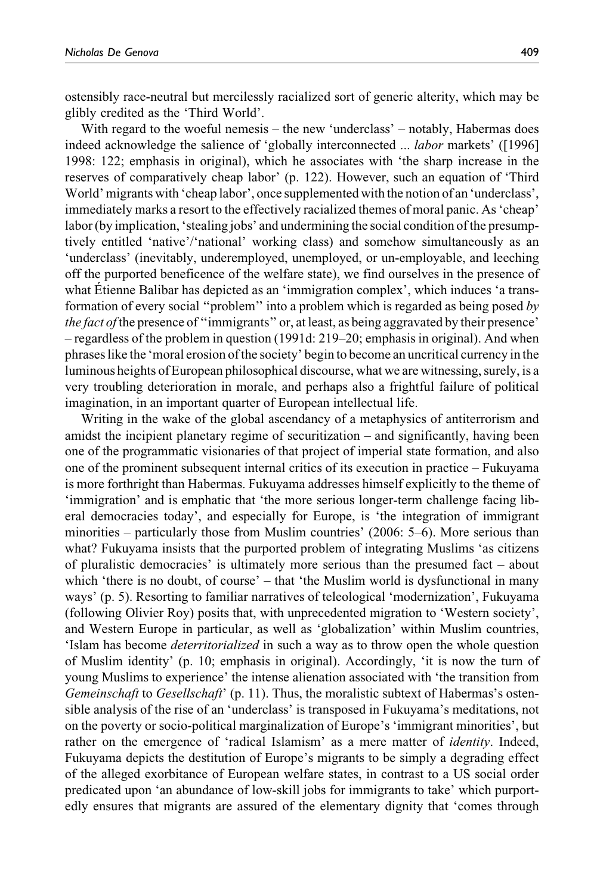ostensibly race-neutral but mercilessly racialized sort of generic alterity, which may be glibly credited as the 'Third World'.

With regard to the woeful nemesis – the new 'underclass' – notably, Habermas does indeed acknowledge the salience of 'globally interconnected ... *labor* markets' ([1996] 1998: 122; emphasis in original), which he associates with 'the sharp increase in the reserves of comparatively cheap labor' (p. 122). However, such an equation of 'Third World' migrants with 'cheap labor', once supplemented with the notion of an 'underclass', immediately marks a resort to the effectively racialized themes of moral panic. As 'cheap' labor (by implication, 'stealing jobs' and undermining the social condition of the presumptively entitled 'native'/'national' working class) and somehow simultaneously as an 'underclass' (inevitably, underemployed, unemployed, or un-employable, and leeching off the purported beneficence of the welfare state), we find ourselves in the presence of what Étienne Balibar has depicted as an 'immigration complex', which induces 'a transformation of every social "problem" into a problem which is regarded as being posed *by the fact of* the presence of "immigrants" or, at least, as being aggravated by their presence' – regardless of the problem in question (1991d: 219–20; emphasis in original). And when phrases like the 'moral erosion of the society' begin to become an uncritical currency in the luminous heights of European philosophical discourse, what we are witnessing, surely, is a very troubling deterioration in morale, and perhaps also a frightful failure of political imagination, in an important quarter of European intellectual life.

Writing in the wake of the global ascendancy of a metaphysics of antiterrorism and amidst the incipient planetary regime of securitization – and significantly, having been one of the programmatic visionaries of that project of imperial state formation, and also one of the prominent subsequent internal critics of its execution in practice – Fukuyama is more forthright than Habermas. Fukuyama addresses himself explicitly to the theme of 'immigration' and is emphatic that 'the more serious longer-term challenge facing liberal democracies today', and especially for Europe, is 'the integration of immigrant minorities – particularly those from Muslim countries' (2006: 5–6). More serious than what? Fukuyama insists that the purported problem of integrating Muslims 'as citizens of pluralistic democracies' is ultimately more serious than the presumed fact – about which 'there is no doubt, of course' – that 'the Muslim world is dysfunctional in many ways' (p. 5). Resorting to familiar narratives of teleological 'modernization', Fukuyama (following Olivier Roy) posits that, with unprecedented migration to 'Western society', and Western Europe in particular, as well as 'globalization' within Muslim countries, 'Islam has become *deterritorialized* in such a way as to throw open the whole question of Muslim identity' (p. 10; emphasis in original). Accordingly, 'it is now the turn of young Muslims to experience' the intense alienation associated with 'the transition from *Gemeinschaft* to *Gesellschaft*' (p. 11). Thus, the moralistic subtext of Habermas's ostensible analysis of the rise of an 'underclass' is transposed in Fukuyama's meditations, not on the poverty or socio-political marginalization of Europe's 'immigrant minorities', but rather on the emergence of 'radical Islamism' as a mere matter of *identity*. Indeed, Fukuyama depicts the destitution of Europe's migrants to be simply a degrading effect of the alleged exorbitance of European welfare states, in contrast to a US social order predicated upon 'an abundance of low-skill jobs for immigrants to take' which purportedly ensures that migrants are assured of the elementary dignity that 'comes through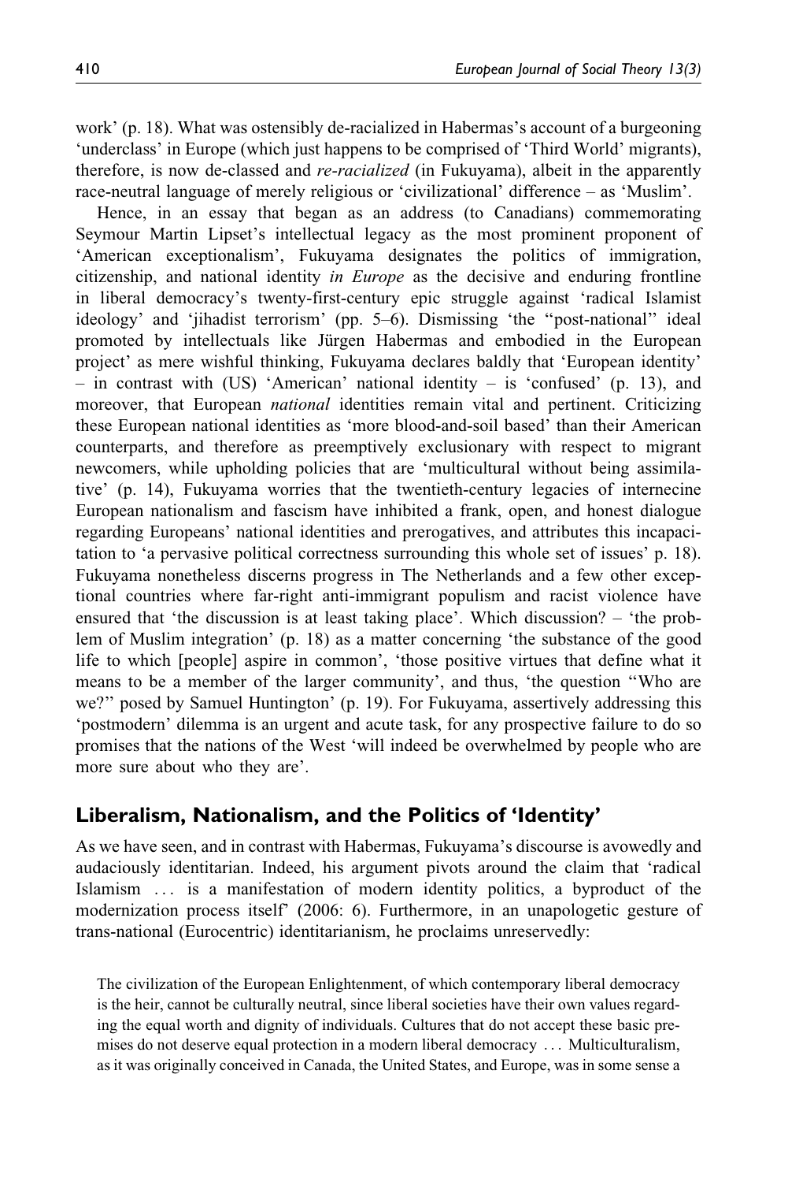work' (p. 18). What was ostensibly de-racialized in Habermas's account of a burgeoning 'underclass' in Europe (which just happens to be comprised of 'Third World' migrants), therefore, is now de-classed and *re-racialized* (in Fukuyama), albeit in the apparently race-neutral language of merely religious or 'civilizational' difference – as 'Muslim'.

Hence, in an essay that began as an address (to Canadians) commemorating Seymour Martin Lipset's intellectual legacy as the most prominent proponent of 'American exceptionalism', Fukuyama designates the politics of immigration, citizenship, and national identity *in Europe* as the decisive and enduring frontline in liberal democracy's twenty-first-century epic struggle against 'radical Islamist ideology' and 'jihadist terrorism' (pp. 5–6). Dismissing 'the "post-national" ideal promoted by intellectuals like Jürgen Habermas and embodied in the European project' as mere wishful thinking, Fukuyama declares baldly that 'European identity' – in contrast with (US) 'American' national identity – is 'confused' (p. 13), and moreover, that European *national* identities remain vital and pertinent. Criticizing these European national identities as 'more blood-and-soil based' than their American counterparts, and therefore as preemptively exclusionary with respect to migrant newcomers, while upholding policies that are 'multicultural without being assimilative' (p. 14), Fukuyama worries that the twentieth-century legacies of internecine European nationalism and fascism have inhibited a frank, open, and honest dialogue regarding Europeans' national identities and prerogatives, and attributes this incapacitation to 'a pervasive political correctness surrounding this whole set of issues' p. 18). Fukuyama nonetheless discerns progress in The Netherlands and a few other exceptional countries where far-right anti-immigrant populism and racist violence have ensured that 'the discussion is at least taking place'. Which discussion? – 'the problem of Muslim integration' (p. 18) as a matter concerning 'the substance of the good life to which [people] aspire in common', 'those positive virtues that define what it means to be a member of the larger community', and thus, 'the question "Who are we?" posed by Samuel Huntington' (p. 19). For Fukuyama, assertively addressing this 'postmodern' dilemma is an urgent and acute task, for any prospective failure to do so promises that the nations of the West 'will indeed be overwhelmed by people who are more sure about who they are'.

## Liberalism, Nationalism, and the Politics of 'Identity'

As we have seen, and in contrast with Habermas, Fukuyama's discourse is avowedly and audaciously identitarian. Indeed, his argument pivots around the claim that 'radical Islamism ... is a manifestation of modern identity politics, a byproduct of the modernization process itself' (2006: 6). Furthermore, in an unapologetic gesture of trans-national (Eurocentric) identitarianism, he proclaims unreservedly:

> The civilization of the European Enlightenment, of which contemporary liberal democracy is the heir, cannot be culturally neutral, since liberal societies have their own values regarding the equal worth and dignity of individuals. Cultures that do not accept these basic premises do not deserve equal protection in a modern liberal democracy ... Multiculturalism, as it was originally conceived in Canada, the United States, and Europe, was in some sense a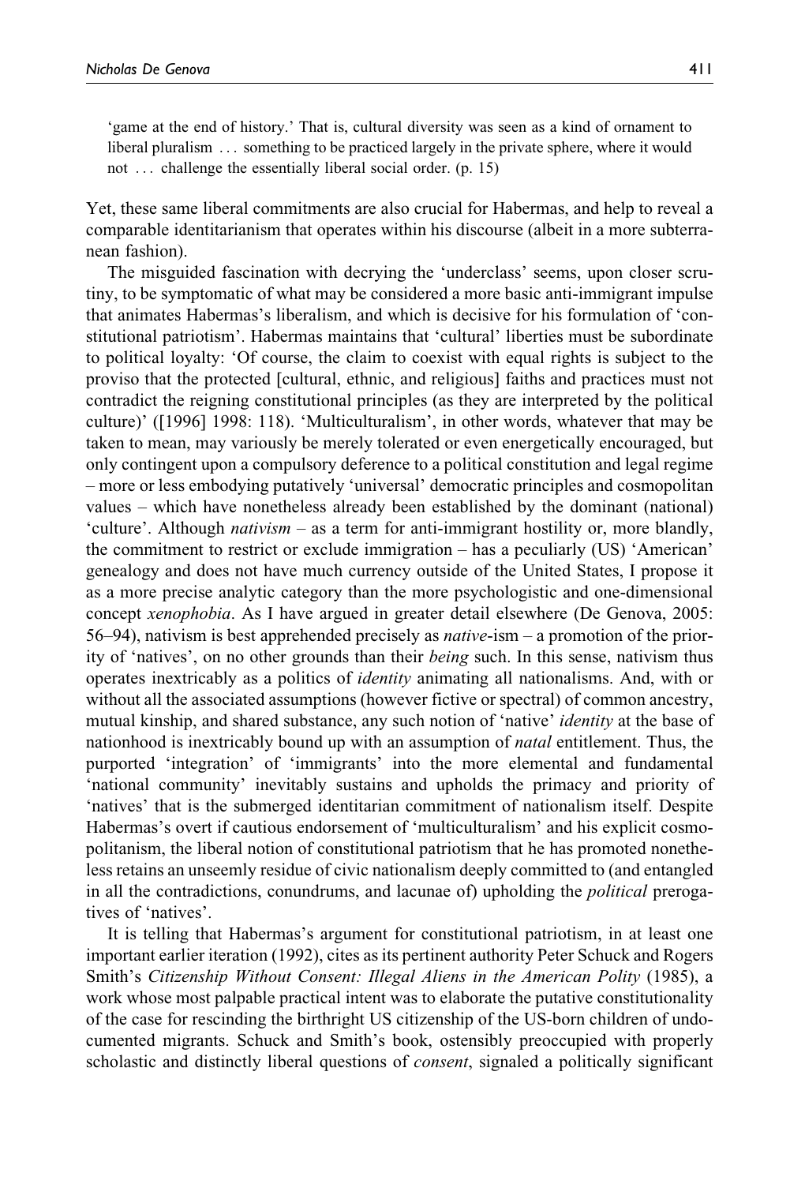'game at the end of history.' That is, cultural diversity was seen as a kind of ornament to liberal pluralism ... something to be practiced largely in the private sphere, where it would not ... challenge the essentially liberal social order. (p. 15)

Yet, these same liberal commitments are also crucial for Habermas, and help to reveal a comparable identitarianism that operates within his discourse (albeit in a more subterranean fashion).

The misguided fascination with decrying the 'underclass' seems, upon closer scrutiny, to be symptomatic of what may be considered a more basic anti-immigrant impulse that animates Habermas's liberalism, and which is decisive for his formulation of 'constitutional patriotism'. Habermas maintains that 'cultural' liberties must be subordinate to political loyalty: 'Of course, the claim to coexist with equal rights is subject to the proviso that the protected [cultural, ethnic, and religious] faiths and practices must not contradict the reigning constitutional principles (as they are interpreted by the political culture)' ([1996] 1998: 118). 'Multiculturalism', in other words, whatever that may be taken to mean, may variously be merely tolerated or even energetically encouraged, but only contingent upon a compulsory deference to a political constitution and legal regime – more or less embodying putatively 'universal' democratic principles and cosmopolitan values – which have nonetheless already been established by the dominant (national) 'culture'. Although *nativism* – as a term for anti-immigrant hostility or, more blandly, the commitment to restrict or exclude immigration – has a peculiarly (US) 'American' genealogy and does not have much currency outside of the United States, I propose it as a more precise analytic category than the more psychologistic and one-dimensional concept *xenophobia*. As I have argued in greater detail elsewhere (De Genova, 2005: 56–94), nativism is best apprehended precisely as *native*-ism – a promotion of the priority of 'natives', on no other grounds than their *being* such. In this sense, nativism thus operates inextricably as a politics of *identity* animating all nationalisms. And, with or without all the associated assumptions (however fictive or spectral) of common ancestry, mutual kinship, and shared substance, any such notion of 'native' *identity* at the base of nationhood is inextricably bound up with an assumption of *natal* entitlement. Thus, the purported 'integration' of 'immigrants' into the more elemental and fundamental 'national community' inevitably sustains and upholds the primacy and priority of 'natives' that is the submerged identitarian commitment of nationalism itself. Despite Habermas's overt if cautious endorsement of 'multiculturalism' and his explicit cosmopolitanism, the liberal notion of constitutional patriotism that he has promoted nonetheless retains an unseemly residue of civic nationalism deeply committed to (and entangled in all the contradictions, conundrums, and lacunae of) upholding the *political* prerogatives of 'natives'.

It is telling that Habermas's argument for constitutional patriotism, in at least one important earlier iteration (1992), cites as its pertinent authority Peter Schuck and Rogers Smith's *Citizenship Without Consent: Illegal Aliens in the American Polity* (1985), a work whose most palpable practical intent was to elaborate the putative constitutionality of the case for rescinding the birthright US citizenship of the US-born children of undocumented migrants. Schuck and Smith's book, ostensibly preoccupied with properly scholastic and distinctly liberal questions of *consent*, signaled a politically significant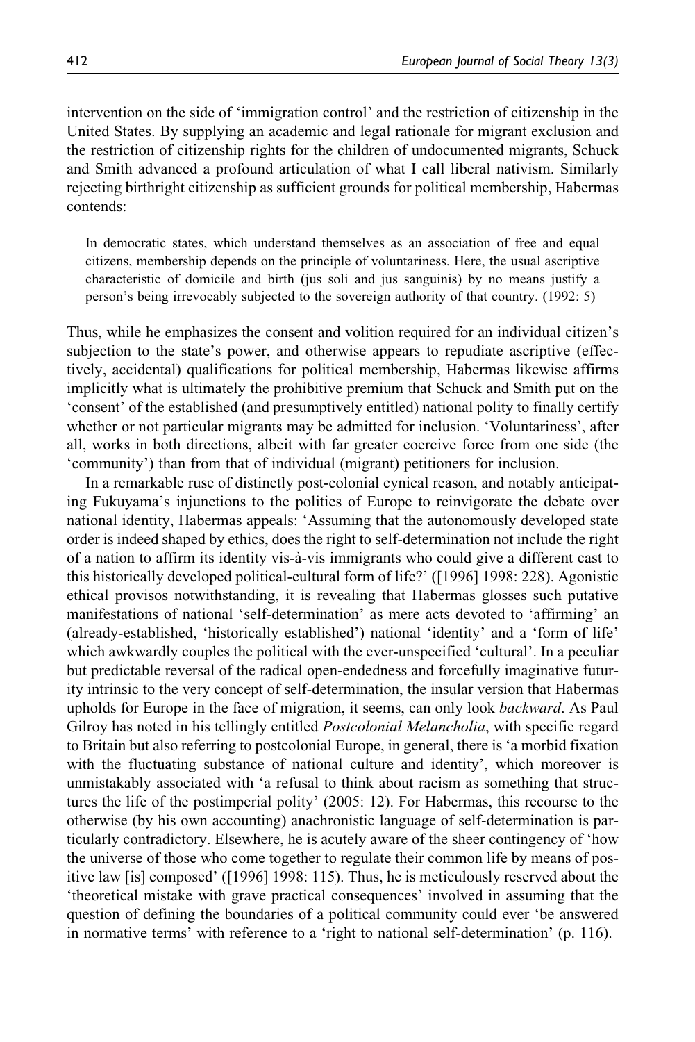intervention on the side of 'immigration control' and the restriction of citizenship in the United States. By supplying an academic and legal rationale for migrant exclusion and the restriction of citizenship rights for the children of undocumented migrants, Schuck and Smith advanced a profound articulation of what I call liberal nativism. Similarly rejecting birthright citizenship as sufficient grounds for political membership, Habermas contends:

> In democratic states, which understand themselves as an association of free and equal citizens, membership depends on the principle of voluntariness. Here, the usual ascriptive characteristic of domicile and birth (jus soli and jus sanguinis) by no means justify a person's being irrevocably subjected to the sovereign authority of that country. (1992: 5)

Thus, while he emphasizes the consent and volition required for an individual citizen's subjection to the state's power, and otherwise appears to repudiate ascriptive (effectively, accidental) qualifications for political membership, Habermas likewise affirms implicitly what is ultimately the prohibitive premium that Schuck and Smith put on the 'consent' of the established (and presumptively entitled) national polity to finally certify whether or not particular migrants may be admitted for inclusion. 'Voluntariness', after all, works in both directions, albeit with far greater coercive force from one side (the 'community') than from that of individual (migrant) petitioners for inclusion.

In a remarkable ruse of distinctly post-colonial cynical reason, and notably anticipating Fukuyama's injunctions to the polities of Europe to reinvigorate the debate over national identity, Habermas appeals: 'Assuming that the autonomously developed state order is indeed shaped by ethics, does the right to self-determination not include the right of a nation to affirm its identity vis-à-vis immigrants who could give a different cast to this historically developed political-cultural form of life?' ([1996] 1998: 228). Agonistic ethical provisos notwithstanding, it is revealing that Habermas glosses such putative manifestations of national 'self-determination' as mere acts devoted to 'affirming' an (already-established, 'historically established') national 'identity' and a 'form of life' which awkwardly couples the political with the ever-unspecified 'cultural'. In a peculiar but predictable reversal of the radical open-endedness and forcefully imaginative futurity intrinsic to the very concept of self-determination, the insular version that Habermas upholds for Europe in the face of migration, it seems, can only look *backward*. As Paul Gilroy has noted in his tellingly entitled *Postcolonial Melancholia*, with specific regard to Britain but also referring to postcolonial Europe, in general, there is 'a morbid fixation with the fluctuating substance of national culture and identity', which moreover is unmistakably associated with 'a refusal to think about racism as something that structures the life of the postimperial polity' (2005: 12). For Habermas, this recourse to the otherwise (by his own accounting) anachronistic language of self-determination is particularly contradictory. Elsewhere, he is acutely aware of the sheer contingency of 'how the universe of those who come together to regulate their common life by means of positive law [is] composed' ([1996] 1998: 115). Thus, he is meticulously reserved about the 'theoretical mistake with grave practical consequences' involved in assuming that the question of defining the boundaries of a political community could ever 'be answered in normative terms' with reference to a 'right to national self-determination' (p. 116).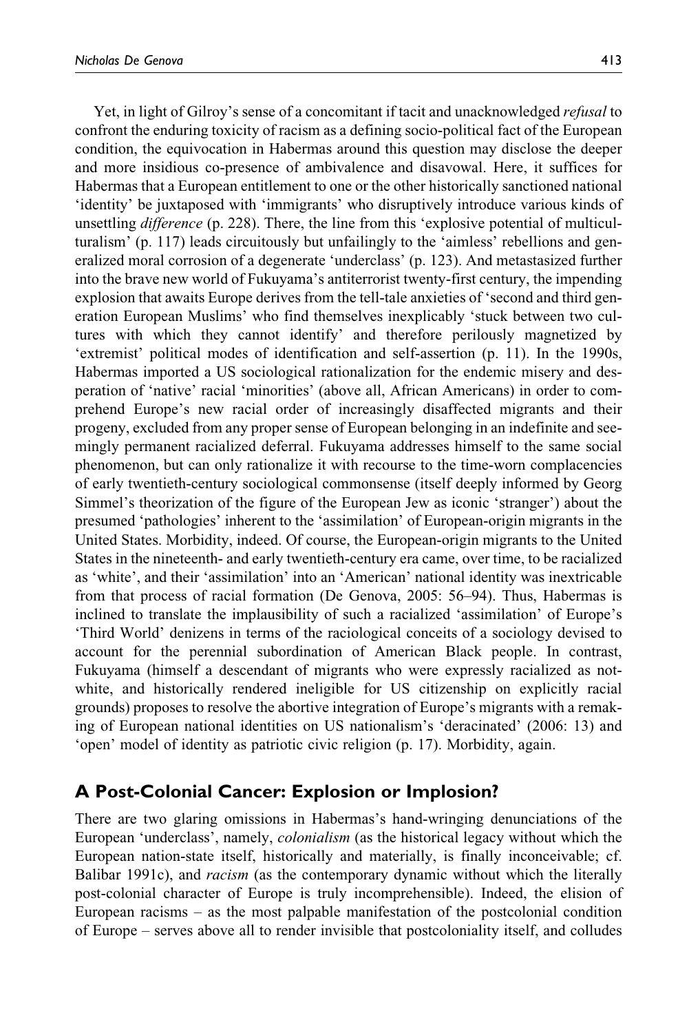Yet, in light of Gilroy's sense of a concomitant if tacit and unacknowledged *refusal* to confront the enduring toxicity of racism as a defining socio-political fact of the European condition, the equivocation in Habermas around this question may disclose the deeper and more insidious co-presence of ambivalence and disavowal. Here, it suffices for Habermas that a European entitlement to one or the other historically sanctioned national 'identity' be juxtaposed with 'immigrants' who disruptively introduce various kinds of unsettling *difference* (p. 228). There, the line from this 'explosive potential of multiculturalism' (p. 117) leads circuitously but unfailingly to the 'aimless' rebellions and generalized moral corrosion of a degenerate 'underclass' (p. 123). And metastasized further into the brave new world of Fukuyama's antiterrorist twenty-first century, the impending explosion that awaits Europe derives from the tell-tale anxieties of 'second and third generation European Muslims' who find themselves inexplicably 'stuck between two cultures with which they cannot identify' and therefore perilously magnetized by 'extremist' political modes of identification and self-assertion (p. 11). In the 1990s, Habermas imported a US sociological rationalization for the endemic misery and desperation of 'native' racial 'minorities' (above all, African Americans) in order to comprehend Europe's new racial order of increasingly disaffected migrants and their progeny, excluded from any proper sense of European belonging in an indefinite and seemingly permanent racialized deferral. Fukuyama addresses himself to the same social phenomenon, but can only rationalize it with recourse to the time-worn complacencies of early twentieth-century sociological commonsense (itself deeply informed by Georg Simmel's theorization of the figure of the European Jew as iconic 'stranger') about the presumed 'pathologies' inherent to the 'assimilation' of European-origin migrants in the United States. Morbidity, indeed. Of course, the European-origin migrants to the United States in the nineteenth- and early twentieth-century era came, over time, to be racialized as 'white', and their 'assimilation' into an 'American' national identity was inextricable from that process of racial formation (De Genova, 2005: 56–94). Thus, Habermas is inclined to translate the implausibility of such a racialized 'assimilation' of Europe's 'Third World' denizens in terms of the raciological conceits of a sociology devised to account for the perennial subordination of American Black people. In contrast, Fukuyama (himself a descendant of migrants who were expressly racialized as not-white, and historically rendered ineligible for US citizenship on explicitly racial grounds) proposes to resolve the abortive integration of Europe's migrants with a remaking of European national identities on US nationalism's 'deracinated' (2006: 13) and 'open' model of identity as patriotic civic religion (p. 17). Morbidity, again.

## A Post-Colonial Cancer: Explosion or Implosion?

There are two glaring omissions in Habermas's hand-wringing denunciations of the European 'underclass', namely, *colonialism* (as the historical legacy without which the European nation-state itself, historically and materially, is finally inconceivable; cf. Balibar 1991c), and *racism* (as the contemporary dynamic without which the literally post-colonial character of Europe is truly incomprehensible). Indeed, the elision of European racisms – as the most palpable manifestation of the postcolonial condition of Europe – serves above all to render invisible that postcoloniality itself, and colludes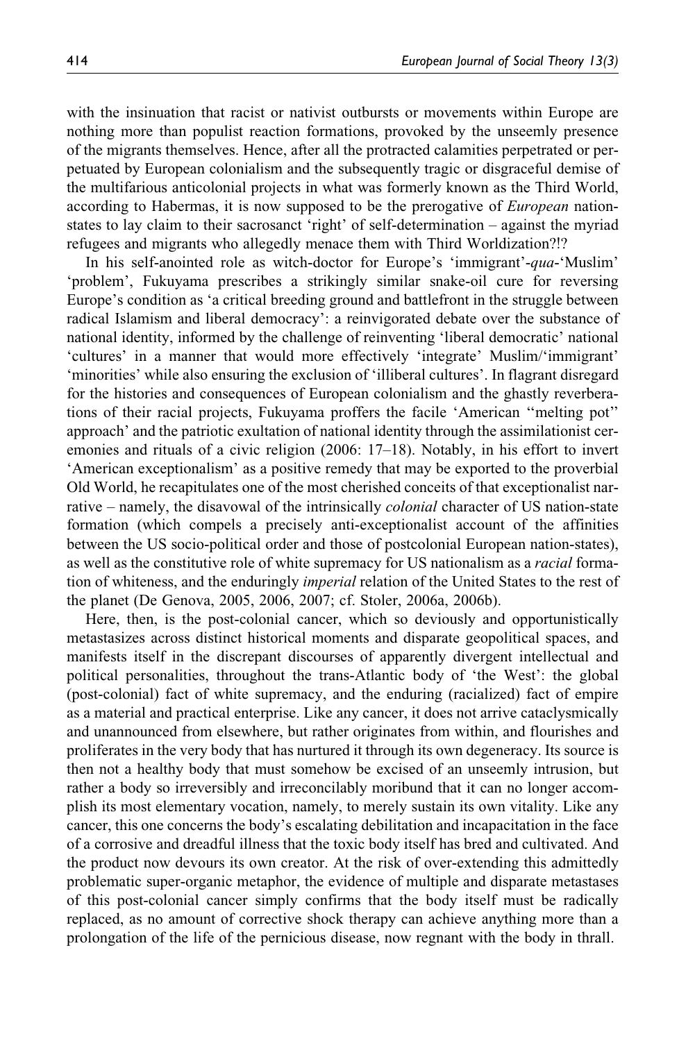with the insinuation that racist or nativist outbursts or movements within Europe are nothing more than populist reaction formations, provoked by the unseemly presence of the migrants themselves. Hence, after all the protracted calamities perpetrated or perpetuated by European colonialism and the subsequently tragic or disgraceful demise of the multifarious anticolonial projects in what was formerly known as the Third World, according to Habermas, it is now supposed to be the prerogative of *European* nation-states to lay claim to their sacrosanct 'right' of self-determination – against the myriad refugees and migrants who allegedly menace them with Third Worldization?!?

In his self-anointed role as witch-doctor for Europe's 'immigrant'-*qua*-'Muslim' 'problem', Fukuyama prescribes a strikingly similar snake-oil cure for reversing Europe's condition as 'a critical breeding ground and battlefront in the struggle between radical Islamism and liberal democracy': a reinvigorated debate over the substance of national identity, informed by the challenge of reinventing 'liberal democratic' national 'cultures' in a manner that would more effectively 'integrate' Muslim/'immigrant' 'minorities' while also ensuring the exclusion of 'illiberal cultures'. In flagrant disregard for the histories and consequences of European colonialism and the ghastly reverberations of their racial projects, Fukuyama proffers the facile 'American "melting pot" approach' and the patriotic exultation of national identity through the assimilationist ceremonies and rituals of a civic religion (2006: 17–18). Notably, in his effort to invert 'American exceptionalism' as a positive remedy that may be exported to the proverbial Old World, he recapitulates one of the most cherished conceits of that exceptionalist narrative – namely, the disavowal of the intrinsically *colonial* character of US nation-state formation (which compels a precisely anti-exceptionalist account of the affinities between the US socio-political order and those of postcolonial European nation-states), as well as the constitutive role of white supremacy for US nationalism as a *racial* formation of whiteness, and the enduringly *imperial* relation of the United States to the rest of the planet (De Genova, 2005, 2006, 2007; cf. Stoler, 2006a, 2006b).

Here, then, is the post-colonial cancer, which so deviously and opportunistically metastasizes across distinct historical moments and disparate geopolitical spaces, and manifests itself in the discrepant discourses of apparently divergent intellectual and political personalities, throughout the trans-Atlantic body of 'the West': the global (post-colonial) fact of white supremacy, and the enduring (racialized) fact of empire as a material and practical enterprise. Like any cancer, it does not arrive cataclysmically and unannounced from elsewhere, but rather originates from within, and flourishes and proliferates in the very body that has nurtured it through its own degeneracy. Its source is then not a healthy body that must somehow be excised of an unseemly intrusion, but rather a body so irreversibly and irreconcilably moribund that it can no longer accomplish its most elementary vocation, namely, to merely sustain its own vitality. Like any cancer, this one concerns the body's escalating debilitation and incapacitation in the face of a corrosive and dreadful illness that the toxic body itself has bred and cultivated. And the product now devours its own creator. At the risk of over-extending this admittedly problematic super-organic metaphor, the evidence of multiple and disparate metastases of this post-colonial cancer simply confirms that the body itself must be radically replaced, as no amount of corrective shock therapy can achieve anything more than a prolongation of the life of the pernicious disease, now regnant with the body in thrall.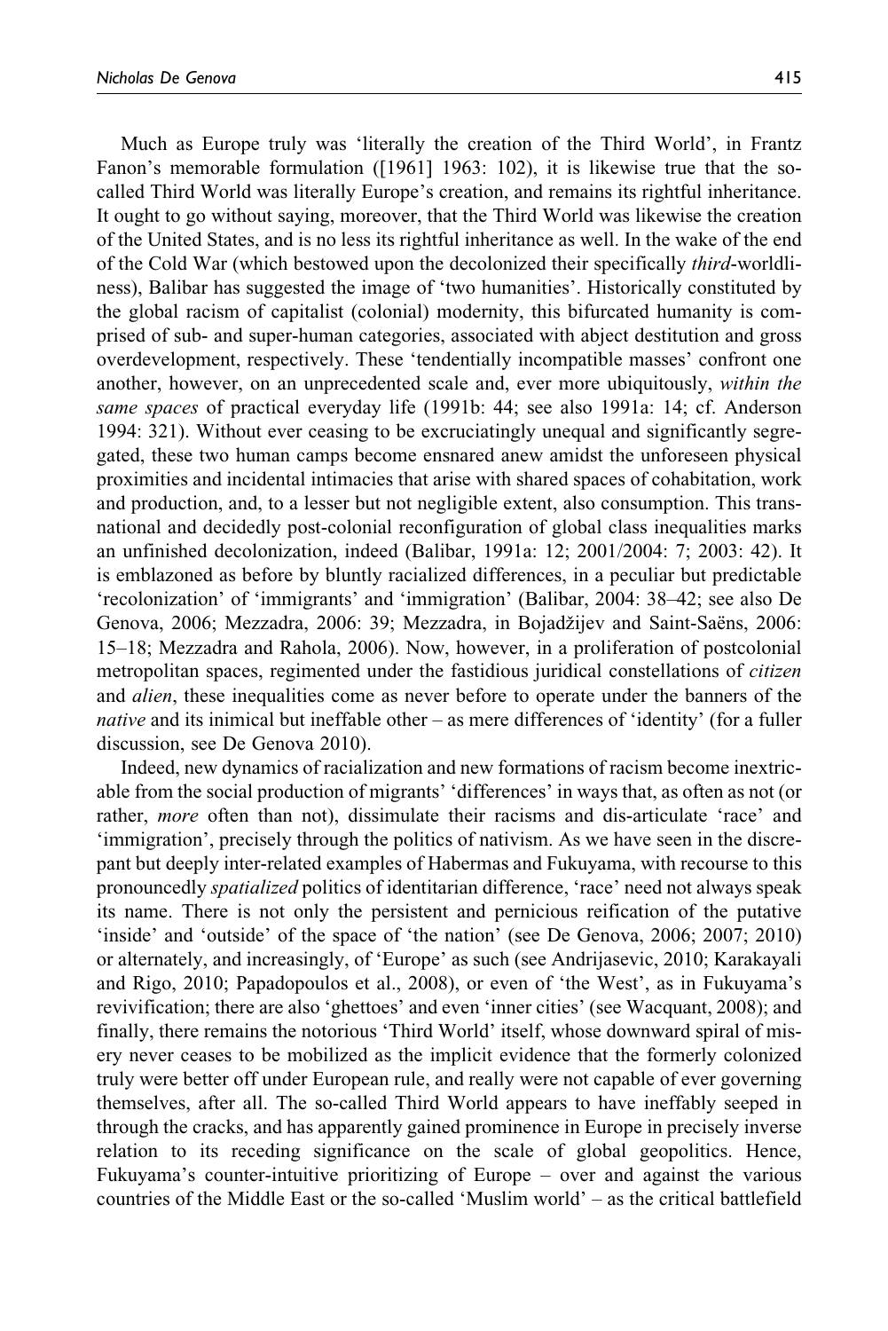Much as Europe truly was 'literally the creation of the Third World', in Frantz Fanon's memorable formulation ([1961] 1963: 102), it is likewise true that the so-called Third World was literally Europe's creation, and remains its rightful inheritance. It ought to go without saying, moreover, that the Third World was likewise the creation of the United States, and is no less its rightful inheritance as well. In the wake of the end of the Cold War (which bestowed upon the decolonized their specifically *third*-worldliness), Balibar has suggested the image of 'two humanities'. Historically constituted by the global racism of capitalist (colonial) modernity, this bifurcated humanity is comprised of sub- and super-human categories, associated with abject destitution and gross overdevelopment, respectively. These 'tendentially incompatible masses' confront one another, however, on an unprecedented scale and, ever more ubiquitously, *within the same spaces* of practical everyday life (1991b: 44; see also 1991a: 14; cf. Anderson 1994: 321). Without ever ceasing to be excruciatingly unequal and significantly segregated, these two human camps become ensnared anew amidst the unforeseen physical proximities and incidental intimacies that arise with shared spaces of cohabitation, work and production, and, to a lesser but not negligible extent, also consumption. This transnational and decidedly post-colonial reconfiguration of global class inequalities marks an unfinished decolonization, indeed (Balibar, 1991a: 12; 2001/2004: 7; 2003: 42). It is emblazoned as before by bluntly racialized differences, in a peculiar but predictable 'recolonization' of 'immigrants' and 'immigration' (Balibar, 2004: 38–42; see also De Genova, 2006; Mezzadra, 2006: 39; Mezzadra, in Bojadžijev and Saint-Saëns, 2006: 15–18; Mezzadra and Rahola, 2006). Now, however, in a proliferation of postcolonial metropolitan spaces, regimented under the fastidious juridical constellations of *citizen* and *alien*, these inequalities come as never before to operate under the banners of the *native* and its inimical but ineffable other – as mere differences of 'identity' (for a fuller discussion, see De Genova 2010).

Indeed, new dynamics of racialization and new formations of racism become inextricable from the social production of migrants' 'differences' in ways that, as often as not (or rather, *more* often than not), dissimulate their racisms and dis-articulate 'race' and 'immigration', precisely through the politics of nativism. As we have seen in the discrepant but deeply inter-related examples of Habermas and Fukuyama, with recourse to this pronouncedly *spatialized* politics of identitarian difference, 'race' need not always speak its name. There is not only the persistent and pernicious reification of the putative 'inside' and 'outside' of the space of 'the nation' (see De Genova, 2006; 2007; 2010) or alternately, and increasingly, of 'Europe' as such (see Andrijasevic, 2010; Karakayali and Rigo, 2010; Papadopoulos et al., 2008), or even of 'the West', as in Fukuyama's revivification; there are also 'ghettoes' and even 'inner cities' (see Wacquant, 2008); and finally, there remains the notorious 'Third World' itself, whose downward spiral of misery never ceases to be mobilized as the implicit evidence that the formerly colonized truly were better off under European rule, and really were not capable of ever governing themselves, after all. The so-called Third World appears to have ineffably seeped in through the cracks, and has apparently gained prominence in Europe in precisely inverse relation to its receding significance on the scale of global geopolitics. Hence, Fukuyama's counter-intuitive prioritizing of Europe – over and against the various countries of the Middle East or the so-called 'Muslim world' – as the critical battlefield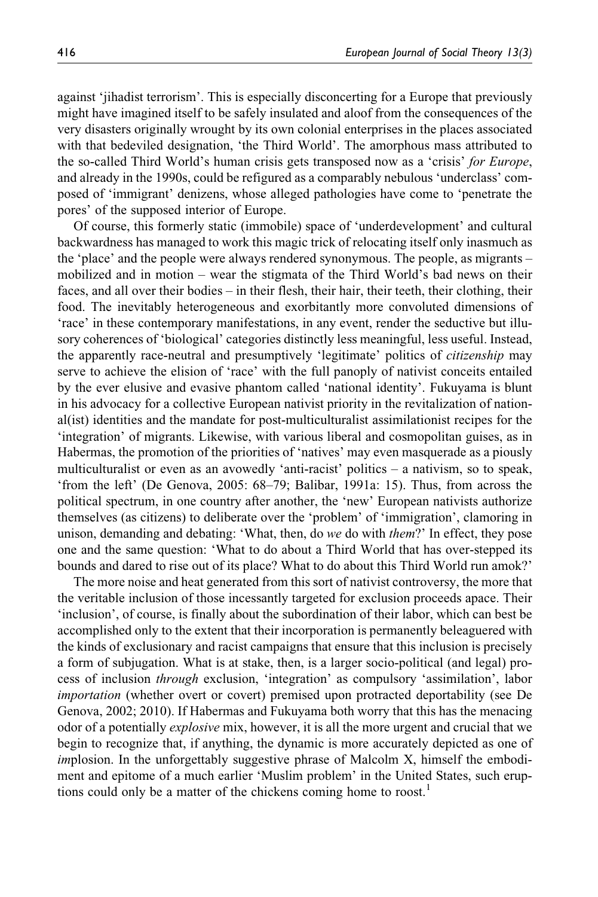against 'jihadist terrorism'. This is especially disconcerting for a Europe that previously might have imagined itself to be safely insulated and aloof from the consequences of the very disasters originally wrought by its own colonial enterprises in the places associated with that bedeviled designation, 'the Third World'. The amorphous mass attributed to the so-called Third World's human crisis gets transposed now as a 'crisis' *for Europe*, and already in the 1990s, could be refigured as a comparably nebulous 'underclass' composed of 'immigrant' denizens, whose alleged pathologies have come to 'penetrate the pores' of the supposed interior of Europe.

Of course, this formerly static (immobile) space of 'underdevelopment' and cultural backwardness has managed to work this magic trick of relocating itself only inasmuch as the 'place' and the people were always rendered synonymous. The people, as migrants – mobilized and in motion – wear the stigmata of the Third World's bad news on their faces, and all over their bodies – in their flesh, their hair, their teeth, their clothing, their food. The inevitably heterogeneous and exorbitantly more convoluted dimensions of 'race' in these contemporary manifestations, in any event, render the seductive but illusory coherences of 'biological' categories distinctly less meaningful, less useful. Instead, the apparently race-neutral and presumptively 'legitimate' politics of *citizenship* may serve to achieve the elision of 'race' with the full panoply of nativist conceits entailed by the ever elusive and evasive phantom called 'national identity'. Fukuyama is blunt in his advocacy for a collective European nativist priority in the revitalization of national(ist) identities and the mandate for post-multiculturalist assimilationist recipes for the 'integration' of migrants. Likewise, with various liberal and cosmopolitan guises, as in Habermas, the promotion of the priorities of 'natives' may even masquerade as a piously multiculturalist or even as an avowedly 'anti-racist' politics – a nativism, so to speak, 'from the left' (De Genova, 2005: 68–79; Balibar, 1991a: 15). Thus, from across the political spectrum, in one country after another, the 'new' European nativists authorize themselves (as citizens) to deliberate over the 'problem' of 'immigration', clamoring in unison, demanding and debating: 'What, then, do *we* do with *them*?' In effect, they pose one and the same question: 'What to do about a Third World that has over-stepped its bounds and dared to rise out of its place? What to do about this Third World run amok?'

The more noise and heat generated from this sort of nativist controversy, the more that the veritable inclusion of those incessantly targeted for exclusion proceeds apace. Their 'inclusion', of course, is finally about the subordination of their labor, which can best be accomplished only to the extent that their incorporation is permanently beleaguered with the kinds of exclusionary and racist campaigns that ensure that this inclusion is precisely a form of subjugation. What is at stake, then, is a larger socio-political (and legal) process of inclusion *through* exclusion, 'integration' as compulsory 'assimilation', labor *importation* (whether overt or covert) premised upon protracted deportability (see De Genova, 2002; 2010). If Habermas and Fukuyama both worry that this has the menacing odor of a potentially *explosive* mix, however, it is all the more urgent and crucial that we begin to recognize that, if anything, the dynamic is more accurately depicted as one of *im*plosion. In the unforgettably suggestive phrase of Malcolm X, himself the embodiment and epitome of a much earlier 'Muslim problem' in the United States, such eruptions could only be a matter of the chickens coming home to roost.[1]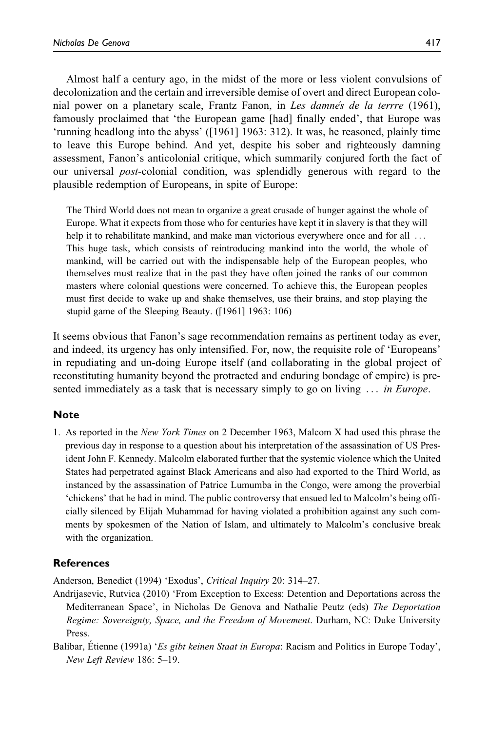Almost half a century ago, in the midst of the more or less violent convulsions of decolonization and the certain and irreversible demise of overt and direct European colonial power on a planetary scale, Frantz Fanon, in *Les damnés de la terrre* (1961), famously proclaimed that 'the European game [had] finally ended', that Europe was 'running headlong into the abyss' ([1961] 1963: 312). It was, he reasoned, plainly time to leave this Europe behind. And yet, despite his sober and righteously damning assessment, Fanon's anticolonial critique, which summarily conjured forth the fact of our universal *post*-colonial condition, was splendidly generous with regard to the plausible redemption of Europeans, in spite of Europe:

> The Third World does not mean to organize a great crusade of hunger against the whole of Europe. What it expects from those who for centuries have kept it in slavery is that they will help it to rehabilitate mankind, and make man victorious everywhere once and for all ... This huge task, which consists of reintroducing mankind into the world, the whole of mankind, will be carried out with the indispensable help of the European peoples, who themselves must realize that in the past they have often joined the ranks of our common masters where colonial questions were concerned. To achieve this, the European peoples must first decide to wake up and shake themselves, use their brains, and stop playing the stupid game of the Sleeping Beauty. ([1961] 1963: 106)

It seems obvious that Fanon's sage recommendation remains as pertinent today as ever, and indeed, its urgency has only intensified. For, now, the requisite role of 'Europeans' in repudiating and un-doing Europe itself (and collaborating in the global project of reconstituting humanity beyond the protracted and enduring bondage of empire) is presented immediately as a task that is necessary simply to go on living ... *in Europe*.

## Note

1. As reported in the *New York Times* on 2 December 1963, Malcom X had used this phrase the previous day in response to a question about his interpretation of the assassination of US President John F. Kennedy. Malcolm elaborated further that the systemic violence which the United States had perpetrated against Black Americans and also had exported to the Third World, as instanced by the assassination of Patrice Lumumba in the Congo, were among the proverbial 'chickens' that he had in mind. The public controversy that ensued led to Malcolm's being officially silenced by Elijah Muhammad for having violated a prohibition against any such comments by spokesmen of the Nation of Islam, and ultimately to Malcolm's conclusive break with the organization.

## References

Anderson, Benedict (1994) 'Exodus', *Critical Inquiry* 20: 314–27.

Andrijasevic, Rutvica (2010) 'From Exception to Excess: Detention and Deportations across the Mediterranean Space', in Nicholas De Genova and Nathalie Peutz (eds) *The Deportation Regime: Sovereignty, Space, and the Freedom of Movement*. Durham, NC: Duke University Press.

Balibar, Étienne (1991a) '*Es gibt keinen Staat in Europa*: Racism and Politics in Europe Today', *New Left Review* 186: 5–19.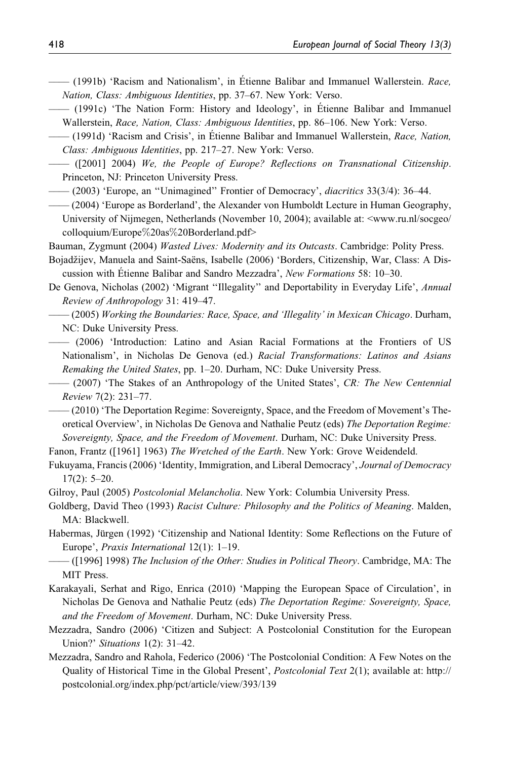—— (1991b) 'Racism and Nationalism', in Étienne Balibar and Immanuel Wallerstein. *Race, Nation, Class: Ambiguous Identities*, pp. 37–67. New York: Verso.

—— (1991c) 'The Nation Form: History and Ideology', in Étienne Balibar and Immanuel Wallerstein, *Race, Nation, Class: Ambiguous Identities*, pp. 86–106. New York: Verso.

—— (1991d) 'Racism and Crisis', in Étienne Balibar and Immanuel Wallerstein, *Race, Nation, Class: Ambiguous Identities*, pp. 217–27. New York: Verso.

—— ([2001] 2004) *We, the People of Europe? Reflections on Transnational Citizenship*. Princeton, NJ: Princeton University Press.

—— (2003) 'Europe, an ''Unimagined'' Frontier of Democracy', *diacritics* 33(3/4): 36–44.

—— (2004) 'Europe as Borderland', the Alexander von Humboldt Lecture in Human Geography, University of Nijmegen, Netherlands (November 10, 2004); available at: <www.ru.nl/socgeo/colloquium/Europe%20as%20Borderland.pdf>

Bauman, Zygmunt (2004) *Wasted Lives: Modernity and its Outcasts*. Cambridge: Polity Press.

Bojadžijev, Manuela and Saint-Saëns, Isabelle (2006) 'Borders, Citizenship, War, Class: A Discussion with Étienne Balibar and Sandro Mezzadra', *New Formations* 58: 10–30.

De Genova, Nicholas (2002) 'Migrant ''Illegality'' and Deportability in Everyday Life', *Annual Review of Anthropology* 31: 419–47.

—— (2005) *Working the Boundaries: Race, Space, and 'Illegality' in Mexican Chicago*. Durham, NC: Duke University Press.

—— (2006) 'Introduction: Latino and Asian Racial Formations at the Frontiers of US Nationalism', in Nicholas De Genova (ed.) *Racial Transformations: Latinos and Asians Remaking the United States*, pp. 1–20. Durham, NC: Duke University Press.

—— (2007) 'The Stakes of an Anthropology of the United States', *CR: The New Centennial Review* 7(2): 231–77.

—— (2010) 'The Deportation Regime: Sovereignty, Space, and the Freedom of Movement's Theoretical Overview', in Nicholas De Genova and Nathalie Peutz (eds) *The Deportation Regime: Sovereignty, Space, and the Freedom of Movement*. Durham, NC: Duke University Press.

Fanon, Frantz ([1961] 1963) *The Wretched of the Earth*. New York: Grove Weidendeld.

Fukuyama, Francis (2006) 'Identity, Immigration, and Liberal Democracy', *Journal of Democracy* 17(2): 5–20.

Gilroy, Paul (2005) *Postcolonial Melancholia*. New York: Columbia University Press.

Goldberg, David Theo (1993) *Racist Culture: Philosophy and the Politics of Meaning*. Malden, MA: Blackwell.

Habermas, Jürgen (1992) 'Citizenship and National Identity: Some Reflections on the Future of Europe', *Praxis International* 12(1): 1–19.

—— ([1996] 1998) *The Inclusion of the Other: Studies in Political Theory*. Cambridge, MA: The MIT Press.

Karakayali, Serhat and Rigo, Enrica (2010) 'Mapping the European Space of Circulation', in Nicholas De Genova and Nathalie Peutz (eds) *The Deportation Regime: Sovereignty, Space, and the Freedom of Movement*. Durham, NC: Duke University Press.

Mezzadra, Sandro (2006) 'Citizen and Subject: A Postcolonial Constitution for the European Union?' *Situations* 1(2): 31–42.

Mezzadra, Sandro and Rahola, Federico (2006) 'The Postcolonial Condition: A Few Notes on the Quality of Historical Time in the Global Present', *Postcolonial Text* 2(1); available at: http://postcolonial.org/index.php/pct/article/view/393/139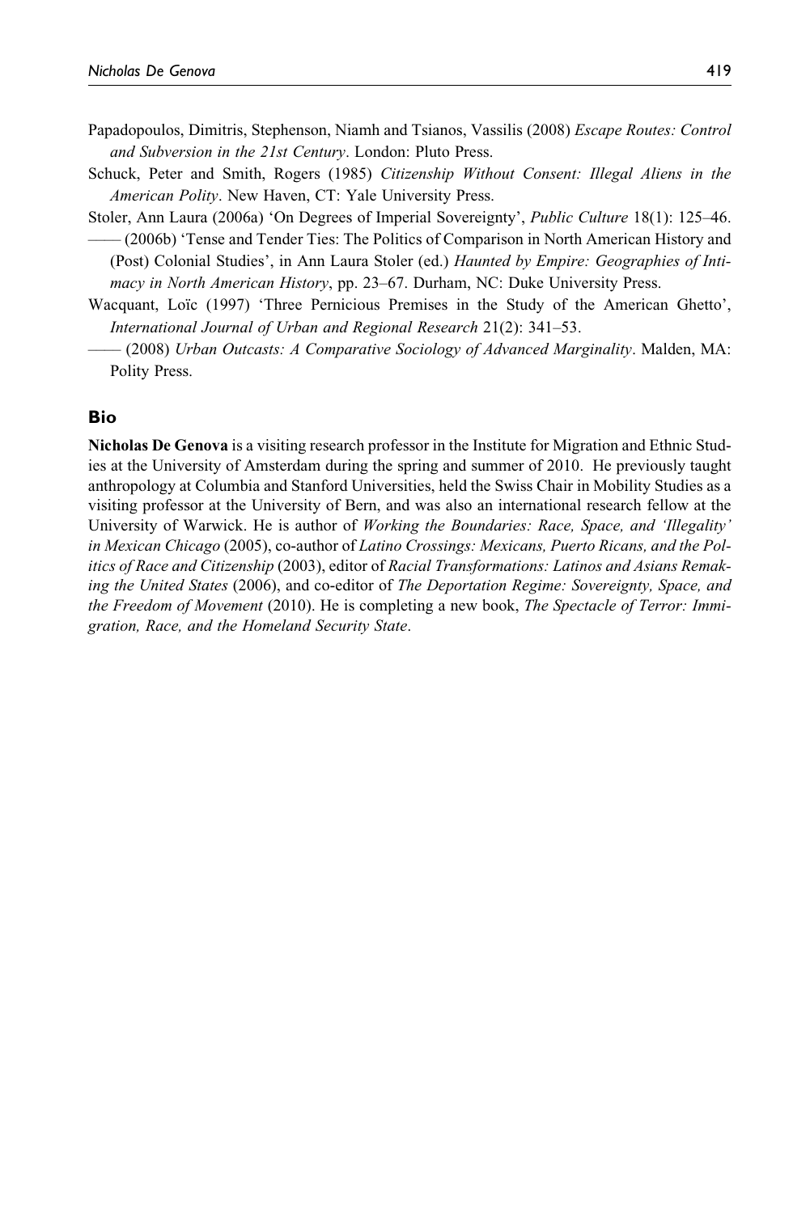Papadopoulos, Dimitris, Stephenson, Niamh and Tsianos, Vassilis (2008) *Escape Routes: Control and Subversion in the 21st Century*. London: Pluto Press.

Schuck, Peter and Smith, Rogers (1985) *Citizenship Without Consent: Illegal Aliens in the American Polity*. New Haven, CT: Yale University Press.

Stoler, Ann Laura (2006a) 'On Degrees of Imperial Sovereignty', *Public Culture* 18(1): 125–46.

—— (2006b) 'Tense and Tender Ties: The Politics of Comparison in North American History and (Post) Colonial Studies', in Ann Laura Stoler (ed.) *Haunted by Empire: Geographies of Intimacy in North American History*, pp. 23–67. Durham, NC: Duke University Press.

Wacquant, Loïc (1997) 'Three Pernicious Premises in the Study of the American Ghetto', *International Journal of Urban and Regional Research* 21(2): 341–53.

—— (2008) *Urban Outcasts: A Comparative Sociology of Advanced Marginality*. Malden, MA: Polity Press.

## Bio

**Nicholas De Genova** is a visiting research professor in the Institute for Migration and Ethnic Studies at the University of Amsterdam during the spring and summer of 2010. He previously taught anthropology at Columbia and Stanford Universities, held the Swiss Chair in Mobility Studies as a visiting professor at the University of Bern, and was also an international research fellow at the University of Warwick. He is author of *Working the Boundaries: Race, Space, and 'Illegality' in Mexican Chicago* (2005), co-author of *Latino Crossings: Mexicans, Puerto Ricans, and the Politics of Race and Citizenship* (2003), editor of *Racial Transformations: Latinos and Asians Remaking the United States* (2006), and co-editor of *The Deportation Regime: Sovereignty, Space, and the Freedom of Movement* (2010). He is completing a new book, *The Spectacle of Terror: Immigration, Race, and the Homeland Security State*.